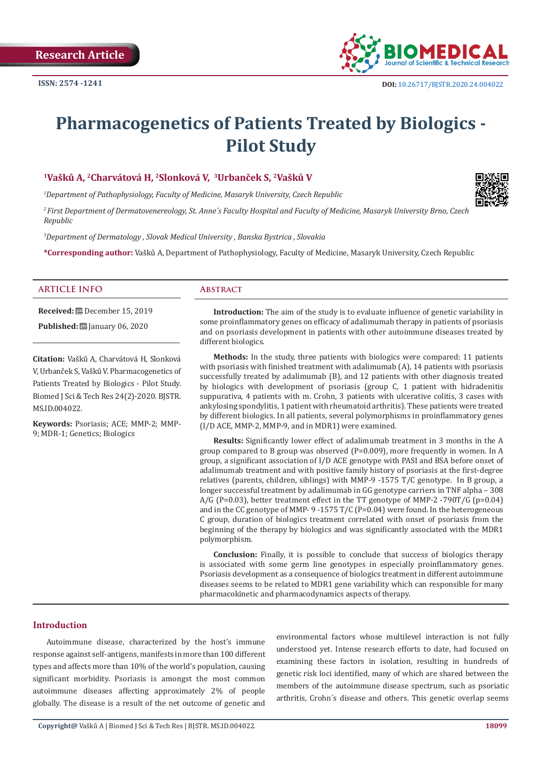Research Article

ISSN: 2574 -1241

DOI: 10.26717/BJSTR.2020.24.004022

# Pharmacogenetics of Patients Treated by Biologics - Pilot Study

[1]Vašků A, [2]Charvátová H, [2]Slonková V, [3]Urbanček S, [2]Vašků V

*[1]Department of Pathophysiology, Faculty of Medicine, Masaryk University, Czech Republic*

*[2] First Department of Dermatovenereology, St. Anne´s Faculty Hospital and Faculty of Medicine, Masaryk University Brno, Czech Republic*

*[3]Department of Dermatology , Slovak Medical University , Banska Bystrica , Slovakia*

**\*Corresponding author:** Vašků A, Department of Pathophysiology, Faculty of Medicine, Masaryk University, Czech Republic

## ARTICLE INFO

**Received:** December 15, 2019

**Published:** January 06, 2020

**Citation:** Vašků A, Charvátová H, Slonková V, Urbanček S, Vašků V. Pharmacogenetics of Patients Treated by Biologics - Pilot Study. Biomed J Sci & Tech Res 24(2)-2020. BJSTR. MS.ID.004022.

**Keywords:** Psoriasis; ACE; MMP-2; MMP-9; MDR-1; Genetics; Biologics

## Abstract

**Introduction:** The aim of the study is to evaluate influence of genetic variability in some proinflammatory genes on efficacy of adalimumab therapy in patients of psoriasis and on psoriasis development in patients with other autoimmune diseases treated by different biologics.

**Methods:** In the study, three patients with biologics were compared: 11 patients with psoriasis with finished treatment with adalimumab (A), 14 patients with psoriasis successfully treated by adalimumab (B), and 12 patients with other diagnosis treated by biologics with development of psoriasis (group C, 1 patient with hidradenitis suppurativa, 4 patients with m. Crohn, 3 patients with ulcerative colitis, 3 cases with ankylosing spondylitis, 1 patient with rheumatoid arthritis). These patients were treated by different biologics. In all patients, several polymorphisms in proinflammatory genes (I/D ACE, MMP-2, MMP-9, and in MDR1) were examined.

**Results:** Significantly lower effect of adalimumab treatment in 3 months in the A group compared to B group was observed (P=0.009), more frequently in women. In A group, a significant association of I/D ACE genotype with PASI and BSA before onset of adalimumab treatment and with positive family history of psoriasis at the first-degree relatives (parents, children, siblings) with MMP-9 -1575 T/C genotype. In B group, a longer successful treatment by adalimumab in GG genotype carriers in TNF alpha – 308 A/G (P=0.03), better treatment effect in the TT genotype of MMP-2 -790T/G (p=0.04) and in the CC genotype of MMP- 9 -1575 T/C (P=0.04) were found. In the heterogeneous C group, duration of biologics treatment correlated with onset of psoriasis from the beginning of the therapy by biologics and was significantly associated with the MDR1 polymorphism.

**Conclusion:** Finally, it is possible to conclude that success of biologics therapy is associated with some germ line genotypes in especially proinflammatory genes. Psoriasis development as a consequence of biologics treatment in different autoimmune diseases seems to be related to MDR1 gene variability which can responsible for many pharmacokinetic and pharmacodynamics aspects of therapy.

## Introduction

Autoimmune disease, characterized by the host's immune response against self-antigens, manifests in more than 100 different types and affects more than 10% of the world's population, causing significant morbidity. Psoriasis is amongst the most common autoimmune diseases affecting approximately 2% of people globally. The disease is a result of the net outcome of genetic and environmental factors whose multilevel interaction is not fully understood yet. Intense research efforts to date, had focused on examining these factors in isolation, resulting in hundreds of genetic risk loci identified, many of which are shared between the members of the autoimmune disease spectrum, such as psoriatic arthritis, Crohn´s disease and others. This genetic overlap seems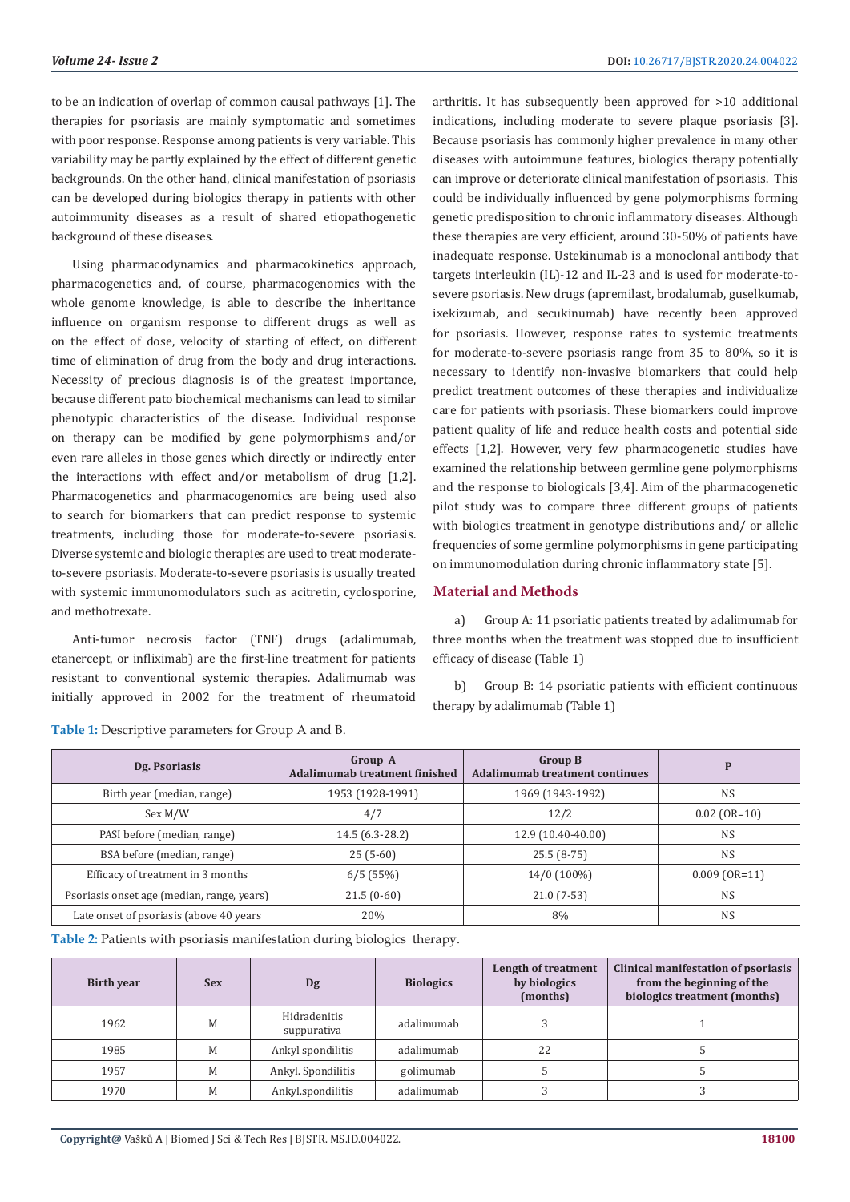to be an indication of overlap of common causal pathways [1]. The therapies for psoriasis are mainly symptomatic and sometimes with poor response. Response among patients is very variable. This variability may be partly explained by the effect of different genetic backgrounds. On the other hand, clinical manifestation of psoriasis can be developed during biologics therapy in patients with other autoimmunity diseases as a result of shared etiopathogenetic background of these diseases.

Using pharmacodynamics and pharmacokinetics approach, pharmacogenetics and, of course, pharmacogenomics with the whole genome knowledge, is able to describe the inheritance influence on organism response to different drugs as well as on the effect of dose, velocity of starting of effect, on different time of elimination of drug from the body and drug interactions. Necessity of precious diagnosis is of the greatest importance, because different pato biochemical mechanisms can lead to similar phenotypic characteristics of the disease. Individual response on therapy can be modified by gene polymorphisms and/or even rare alleles in those genes which directly or indirectly enter the interactions with effect and/or metabolism of drug [1,2]. Pharmacogenetics and pharmacogenomics are being used also to search for biomarkers that can predict response to systemic treatments, including those for moderate-to-severe psoriasis. Diverse systemic and biologic therapies are used to treat moderate-to-severe psoriasis. Moderate-to-severe psoriasis is usually treated with systemic immunomodulators such as acitretin, cyclosporine, and methotrexate.

Anti-tumor necrosis factor (TNF) drugs (adalimumab, etanercept, or infliximab) are the first-line treatment for patients resistant to conventional systemic therapies. Adalimumab was initially approved in 2002 for the treatment of rheumatoid arthritis. It has subsequently been approved for >10 additional indications, including moderate to severe plaque psoriasis [3]. Because psoriasis has commonly higher prevalence in many other diseases with autoimmune features, biologics therapy potentially can improve or deteriorate clinical manifestation of psoriasis. This could be individually influenced by gene polymorphisms forming genetic predisposition to chronic inflammatory diseases. Although these therapies are very efficient, around 30-50% of patients have inadequate response. Ustekinumab is a monoclonal antibody that targets interleukin (IL)-12 and IL-23 and is used for moderate-to-severe psoriasis. New drugs (apremilast, brodalumab, guselkumab, ixekizumab, and secukinumab) have recently been approved for psoriasis. However, response rates to systemic treatments for moderate-to-severe psoriasis range from 35 to 80%, so it is necessary to identify non-invasive biomarkers that could help predict treatment outcomes of these therapies and individualize care for patients with psoriasis. These biomarkers could improve patient quality of life and reduce health costs and potential side effects [1,2]. However, very few pharmacogenetic studies have examined the relationship between germline gene polymorphisms and the response to biologicals [3,4]. Aim of the pharmacogenetic pilot study was to compare three different groups of patients with biologics treatment in genotype distributions and/ or allelic frequencies of some germline polymorphisms in gene participating on immunomodulation during chronic inflammatory state [5].

## Material and Methods

a) Group A: 11 psoriatic patients treated by adalimumab for three months when the treatment was stopped due to insufficient efficacy of disease (Table 1)

b) Group B: 14 psoriatic patients with efficient continuous therapy by adalimumab (Table 1)

**Table 1:** Descriptive parameters for Group A and B.

| Dg. Psoriasis | Group A Adalimumab treatment finished | Group B Adalimumab treatment continues | P |
|---|---|---|---|
| Birth year (median, range) | 1953 (1928-1991) | 1969 (1943-1992) | NS |
| Sex M/W | 4/7 | 12/2 | 0.02 (OR=10) |
| PASI before (median, range) | 14.5 (6.3-28.2) | 12.9 (10.40-40.00) | NS |
| BSA before (median, range) | 25 (5-60) | 25.5 (8-75) | NS |
| Efficacy of treatment in 3 months | 6/5 (55%) | 14/0 (100%) | 0.009 (OR=11) |
| Psoriasis onset age (median, range, years) | 21.5 (0-60) | 21.0 (7-53) | NS |
| Late onset of psoriasis (above 40 years | 20% | 8% | NS |

**Table 2:** Patients with psoriasis manifestation during biologics therapy.

| Birth year | Sex | Dg | Biologics | Length of treatment by biologics (months) | Clinical manifestation of psoriasis from the beginning of the biologics treatment (months) |
|---|---|---|---|---|---|
| 1962 | M | Hidradenitis suppurativa | adalimumab | 3 | 1 |
| 1985 | M | Ankyl spondilitis | adalimumab | 22 | 5 |
| 1957 | M | Ankyl. Spondilitis | golimumab | 5 | 5 |
| 1970 | M | Ankyl.spondilitis | adalimumab | 3 | 3 |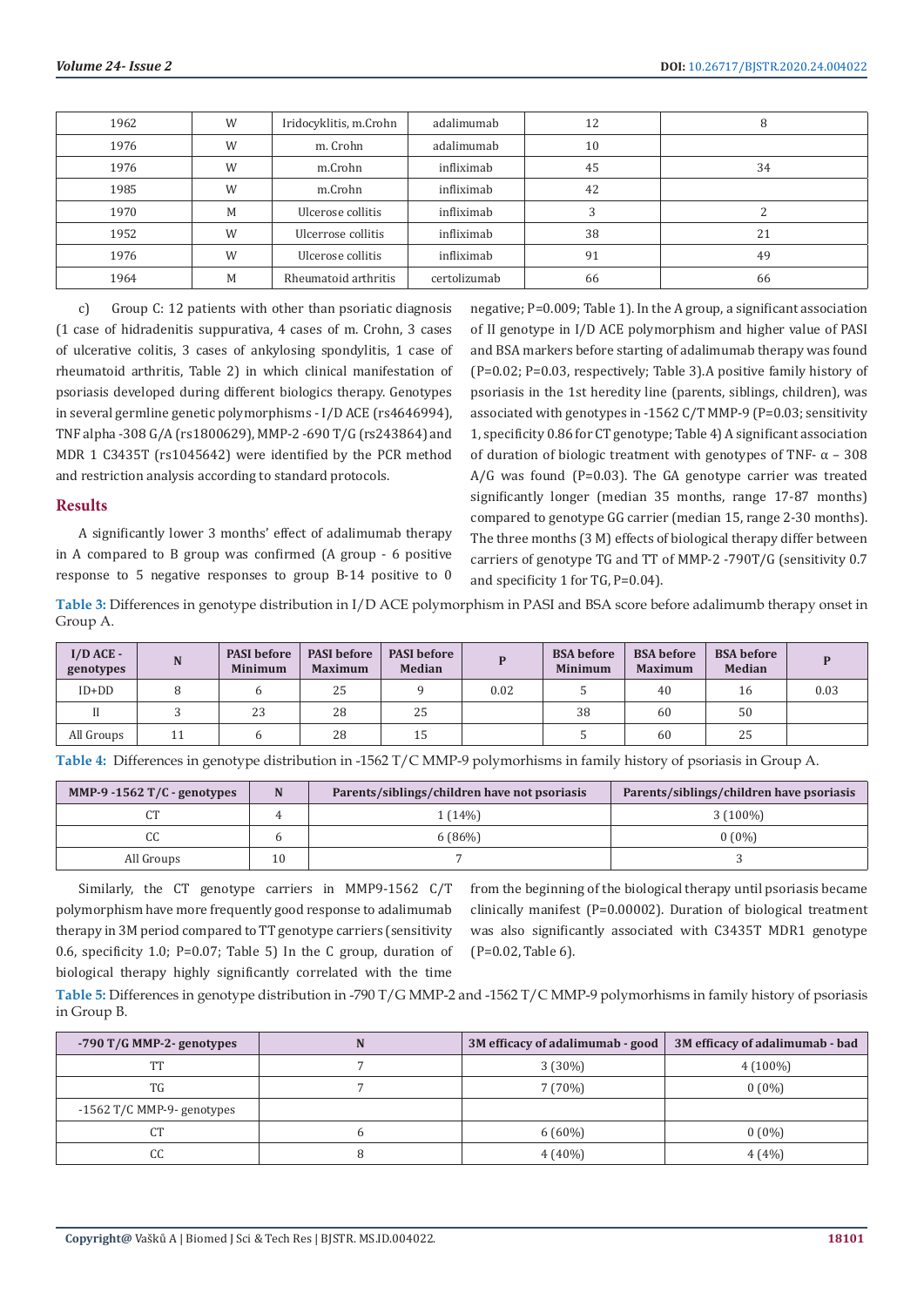| 1962 | W | Iridocyklitis, m.Crohn | adalimumab | 12 | 8 |
|---|---|---|---|---|---|
| 1976 | W | m. Crohn | adalimumab | 10 | |
| 1976 | W | m.Crohn | infliximab | 45 | 34 |
| 1985 | W | m.Crohn | infliximab | 42 | |
| 1970 | M | Ulcerose collitis | infliximab | 3 | 2 |
| 1952 | W | Ulcerrose collitis | infliximab | 38 | 21 |
| 1976 | W | Ulcerose collitis | infliximab | 91 | 49 |
| 1964 | M | Rheumatoid arthritis | certolizumab | 66 | 66 |

c) Group C: 12 patients with other than psoriatic diagnosis (1 case of hidradenitis suppurativa, 4 cases of m. Crohn, 3 cases of ulcerative colitis, 3 cases of ankylosing spondylitis, 1 case of rheumatoid arthritis, Table 2) in which clinical manifestation of psoriasis developed during different biologics therapy. Genotypes in several germline genetic polymorphisms - I/D ACE (rs4646994), TNF alpha -308 G/A (rs1800629), MMP-2 -690 T/G (rs243864) and MDR 1 C3435T (rs1045642) were identified by the PCR method and restriction analysis according to standard protocols.

## Results

A significantly lower 3 months' effect of adalimumab therapy in A compared to B group was confirmed (A group - 6 positive response to 5 negative responses to group B-14 positive to 0 negative; P=0.009; Table 1). In the A group, a significant association of II genotype in I/D ACE polymorphism and higher value of PASI and BSA markers before starting of adalimumab therapy was found (P=0.02; P=0.03, respectively; Table 3).A positive family history of psoriasis in the 1st heredity line (parents, siblings, children), was associated with genotypes in -1562 C/T MMP-9 (P=0.03; sensitivity 1, specificity 0.86 for CT genotype; Table 4) A significant association of duration of biologic treatment with genotypes of TNF- $\alpha$ – 308 A/G was found (P=0.03). The GA genotype carrier was treated significantly longer (median 35 months, range 17-87 months) compared to genotype GG carrier (median 15, range 2-30 months). The three months (3 M) effects of biological therapy differ between carriers of genotype TG and TT of MMP-2 -790T/G (sensitivity 0.7 and specificity 1 for TG, P=0.04).

**Table 3:** Differences in genotype distribution in I/D ACE polymorphism in PASI and BSA score before adalimumb therapy onset in Group A.

| I/D ACE - genotypes | N | PASI before Minimum | PASI before Maximum | PASI before Median | P | BSA before Minimum | BSA before Maximum | BSA before Median | P |
|---|---|---|---|---|---|---|---|---|---|
| ID+DD | 8 | 6 | 25 | 9 | 0.02 | 5 | 40 | 16 | 0.03 |
| II | 3 | 23 | 28 | 25 | | 38 | 60 | 50 | |
| All Groups | 11 | 6 | 28 | 15 | | 5 | 60 | 25 | |

**Table 4:** Differences in genotype distribution in -1562 T/C MMP-9 polymorhisms in family history of psoriasis in Group A.

| MMP-9 -1562 T/C - genotypes | N | Parents/siblings/children have not psoriasis | Parents/siblings/children have psoriasis |
|---|---|---|---|
| CT | 4 | 1 (14%) | 3 (100%) |
| CC | 6 | 6 (86%) | 0 (0%) |
| All Groups | 10 | 7 | 3 |

Similarly, the CT genotype carriers in MMP9-1562 C/T polymorphism have more frequently good response to adalimumab therapy in 3M period compared to TT genotype carriers (sensitivity 0.6, specificity 1.0; P=0.07; Table 5) In the C group, duration of biological therapy highly significantly correlated with the time from the beginning of the biological therapy until psoriasis became clinically manifest (P=0.00002). Duration of biological treatment was also significantly associated with C3435T MDR1 genotype (P=0.02, Table 6).

**Table 5:** Differences in genotype distribution in -790 T/G MMP-2 and -1562 T/C MMP-9 polymorphisms in family history of psoriasis in Group B.

| -790 T/G MMP-2- genotypes | N | 3M efficacy of adalimumab - good | 3M efficacy of adalimumab - bad |
|---|---|---|---|
| TT | 7 | 3 (30%) | 4 (100%) |
| TG | 7 | 7 (70%) | 0 (0%) |
| -1562 T/C MMP-9- genotypes | | | |
| CT | 6 | 6 (60%) | 0 (0%) |
| CC | 8 | 4 (40%) | 4 (4%) |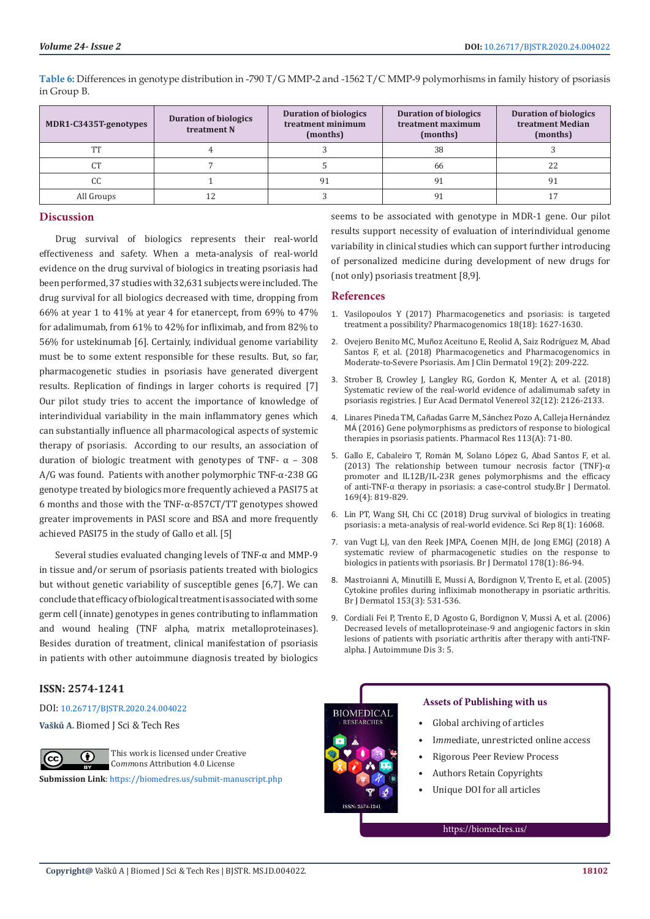**Table 6:** Differences in genotype distribution in -790 T/G MMP-2 and -1562 T/C MMP-9 polymorhisms in family history of psoriasis in Group B.

| MDR1-C3435T-genotypes | Duration of biologics treatment N | Duration of biologics treatment minimum (months) | Duration of biologics treatment maximum (months) | Duration of biologics treatment Median (months) |
|---|---|---|---|---|
| TT | 4 | 3 | 38 | 3 |
| CT | 7 | 5 | 66 | 22 |
| CC | 1 | 91 | 91 | 91 |
| All Groups | 12 | 3 | 91 | 17 |

## Discussion

Drug survival of biologics represents their real-world effectiveness and safety. When a meta-analysis of real-world evidence on the drug survival of biologics in treating psoriasis had been performed, 37 studies with 32,631 subjects were included. The drug survival for all biologics decreased with time, dropping from 66% at year 1 to 41% at year 4 for etanercept, from 69% to 47% for adalimumab, from 61% to 42% for infliximab, and from 82% to 56% for ustekinumab [6]. Certainly, individual genome variability must be to some extent responsible for these results. But, so far, pharmacogenetic studies in psoriasis have generated divergent results. Replication of findings in larger cohorts is required [7] Our pilot study tries to accent the importance of knowledge of interindividual variability in the main inflammatory genes which can substantially influence all pharmacological aspects of systemic therapy of psoriasis. According to our results, an association of duration of biologic treatment with genotypes of TNF- α – 308 A/G was found. Patients with another polymorphic TNF-α-238 GG genotype treated by biologics more frequently achieved a PASI75 at 6 months and those with the TNF-α-857CT/TT genotypes showed greater improvements in PASI score and BSA and more frequently achieved PASI75 in the study of Gallo et all. [5]

Several studies evaluated changing levels of TNF-α and MMP-9 in tissue and/or serum of psoriasis patients treated with biologics but without genetic variability of susceptible genes [6,7]. We can conclude that efficacy of biological treatment is associated with some germ cell (innate) genotypes in genes contributing to inflammation and wound healing (TNF alpha, matrix metalloproteinases). Besides duration of treatment, clinical manifestation of psoriasis in patients with other autoimmune diagnosis treated by biologics seems to be associated with genotype in MDR-1 gene. Our pilot results support necessity of evaluation of interindividual genome variability in clinical studies which can support further introducing of personalized medicine during development of new drugs for (not only) psoriasis treatment [8,9].

## References

1. Vasilopoulos Y (2017) Pharmacogenetics and psoriasis: is targeted treatment a possibility? Pharmacogenomics 18(18): 1627-1630.
2. Ovejero Benito MC, Muñoz Aceituno E, Reolid A, Saiz Rodríguez M, Abad Santos F, et al. (2018) Pharmacogenetics and Pharmacogenomics in Moderate-to-Severe Psoriasis. Am J Clin Dermatol 19(2): 209-222.
3. Strober B, Crowley J, Langley RG, Gordon K, Menter A, et al. (2018) Systematic review of the real-world evidence of adalimumab safety in psoriasis registries. J Eur Acad Dermatol Venereol 32(12): 2126-2133.
4. Linares Pineda TM, Cañadas Garre M, Sánchez Pozo A, Calleja Hernández MÁ (2016) Gene polymorphisms as predictors of response to biological therapies in psoriasis patients. Pharmacol Res 113(A): 71-80.
5. Gallo E, Cabaleiro T, Román M, Solano López G, Abad Santos F, et al. (2013) The relationship between tumour necrosis factor (TNF)-α promoter and IL12B/IL-23R genes polymorphisms and the efficacy of anti-TNF-α therapy in psoriasis: a case-control study.Br J Dermatol. 169(4): 819-829.
6. Lin PT, Wang SH, Chi CC (2018) Drug survival of biologics in treating psoriasis: a meta-analysis of real-world evidence. Sci Rep 8(1): 16068.
7. van Vugt LJ, van den Reek JMPA, Coenen MJH, de Jong EMGJ (2018) A systematic review of pharmacogenetic studies on the response to biologics in patients with psoriasis. Br J Dermatol 178(1): 86-94.
8. Mastroianni A, Minutilli E, Mussi A, Bordignon V, Trento E, et al. (2005) Cytokine profiles during infliximab monotherapy in psoriatic arthritis. Br J Dermatol 153(3): 531-536.
9. Cordiali Fei P, Trento E, D Agosto G, Bordignon V, Mussi A, et al. (2006) Decreased levels of metalloproteinase-9 and angiogenic factors in skin lesions of patients with psoriatic arthritis after therapy with anti-TNF-alpha. J Autoimmune Dis 3: 5.

**ISSN: 2574-1241**

DOI: 10.26717/BJSTR.2020.24.004022

**Vašků A.** Biomed J Sci & Tech Res

This work is licensed under Creative Commons Attribution 4.0 License

**Submission Link**: https://biomedres.us/submit-manuscript.php

**Assets of Publishing with us**

- Global archiving of articles
- Immediate, unrestricted online access
- Rigorous Peer Review Process
- Authors Retain Copyrights
- Unique DOI for all articles

https://biomedres.us/